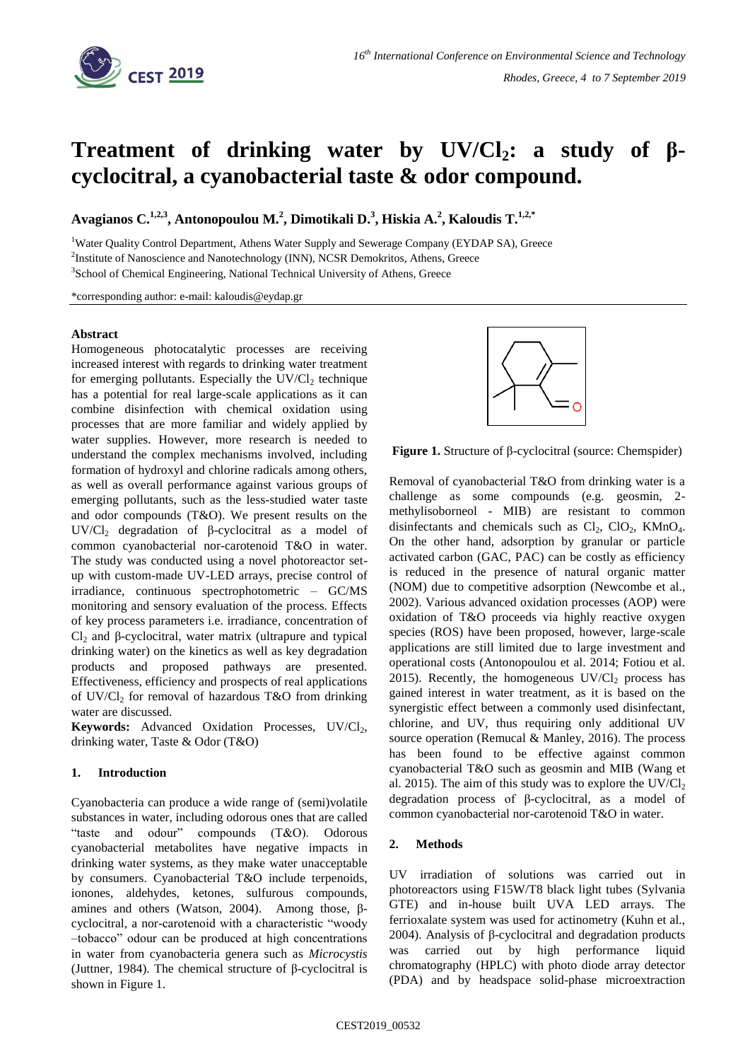# Treatment of drinking water by $UV/Cl_2$: a study of β-cyclocitral, a cyanobacterial taste & odor compound.

**Avagianos C.[1,2,3], Antonopoulou M.[2], Dimotikali D.[3], Hiskia A.[2], Kaloudis T.[1,2,*]**

[1]Water Quality Control Department, Athens Water Supply and Sewerage Company (EYDAP SA), Greece
[2]Institute of Nanoscience and Nanotechnology (INN), NCSR Demokritos, Athens, Greece
[3]School of Chemical Engineering, National Technical University of Athens, Greece

*corresponding author: e-mail: kaloudis@eydap.gr

### Abstract

Homogeneous photocatalytic processes are receiving increased interest with regards to drinking water treatment for emerging pollutants. Especially the $UV/Cl_2$ technique has a potential for real large-scale applications as it can combine disinfection with chemical oxidation using processes that are more familiar and widely applied by water supplies. However, more research is needed to understand the complex mechanisms involved, including formation of hydroxyl and chlorine radicals among others, as well as overall performance against various groups of emerging pollutants, such as the less-studied water taste and odor compounds (T&O). We present results on the $UV/Cl_2$ degradation of β-cyclocitral as a model of common cyanobacterial nor-carotenoid T&O in water. The study was conducted using a novel photoreactor set-up with custom-made UV-LED arrays, precise control of irradiance, continuous spectrophotometric – GC/MS monitoring and sensory evaluation of the process. Effects of key process parameters i.e. irradiance, concentration of $Cl_2$ and β-cyclocitral, water matrix (ultrapure and typical drinking water) on the kinetics as well as key degradation products and proposed pathways are presented. Effectiveness, efficiency and prospects of real applications of $UV/Cl_2$ for removal of hazardous T&O from drinking water are discussed.

**Keywords:** Advanced Oxidation Processes, $UV/Cl_2$, drinking water, Taste & Odor (T&O)

## 1. Introduction

Cyanobacteria can produce a wide range of (semi)volatile substances in water, including odorous ones that are called "taste and odour" compounds (T&O). Odorous cyanobacterial metabolites have negative impacts in drinking water systems, as they make water unacceptable by consumers. Cyanobacterial T&O include terpenoids, ionones, aldehydes, ketones, sulfurous compounds, amines and others (Watson, 2004). Among those, β-cyclocitral, a nor-carotenoid with a characteristic "woody –tobacco" odour can be produced at high concentrations in water from cyanobacteria genera such as *Microcystis* (Juttner, 1984). The chemical structure of β-cyclocitral is shown in Figure 1.

**Figure 1.** Structure of β-cyclocitral (source: Chemspider)

Removal of cyanobacterial T&O from drinking water is a challenge as some compounds (e.g. geosmin, 2-methylisoborneol - MIB) are resistant to common disinfectants and chemicals such as $Cl_2$, $ClO_2$, $KMnO_4$. On the other hand, adsorption by granular or particle activated carbon (GAC, PAC) can be costly as efficiency is reduced in the presence of natural organic matter (NOM) due to competitive adsorption (Newcombe et al., 2002). Various advanced oxidation processes (AOP) were oxidation of T&O proceeds via highly reactive oxygen species (ROS) have been proposed, however, large-scale applications are still limited due to large investment and operational costs (Antonopoulou et al. 2014; Fotiou et al. 2015). Recently, the homogeneous $UV/Cl_2$ process has gained interest in water treatment, as it is based on the synergistic effect between a commonly used disinfectant, chlorine, and UV, thus requiring only additional UV source operation (Remucal & Manley, 2016). The process has been found to be effective against common cyanobacterial T&O such as geosmin and MIB (Wang et al. 2015). The aim of this study was to explore the $UV/Cl_2$ degradation process of β-cyclocitral, as a model of common cyanobacterial nor-carotenoid T&O in water.

## 2. Methods

UV irradiation of solutions was carried out in photoreactors using F15W/T8 black light tubes (Sylvania GTE) and in-house built UVA LED arrays. The ferrioxalate system was used for actinometry (Kuhn et al., 2004). Analysis of β-cyclocitral and degradation products was carried out by high performance liquid chromatography (HPLC) with photo diode array detector (PDA) and by headspace solid-phase microextraction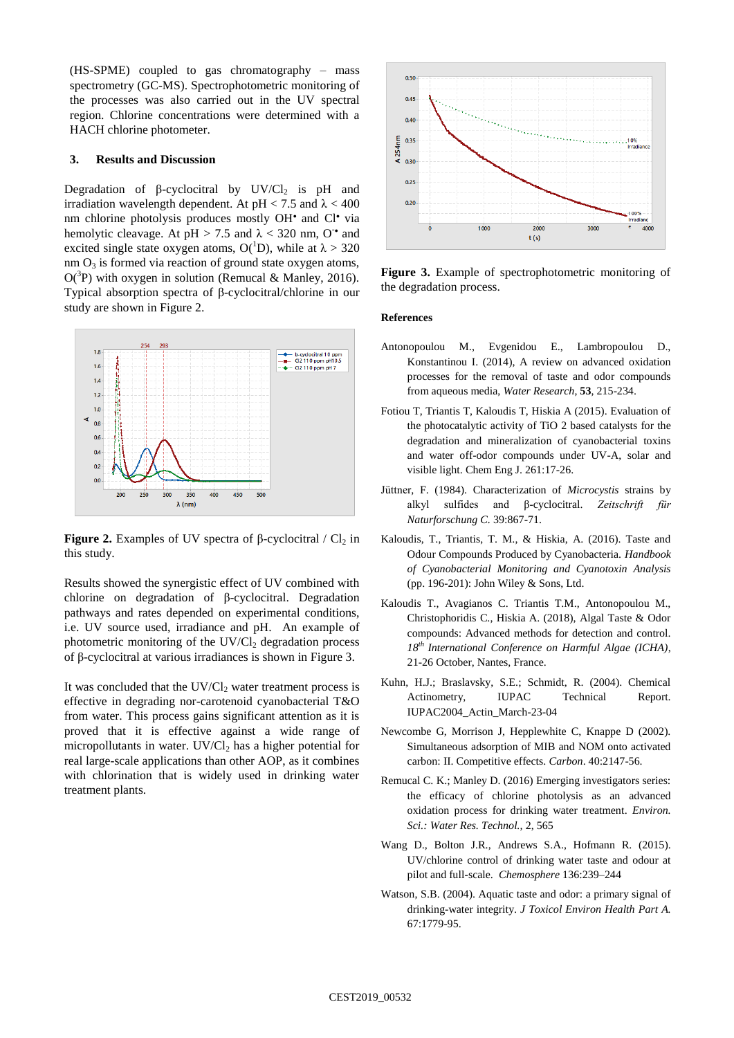(HS-SPME) coupled to gas chromatography – mass spectrometry (GC-MS). Spectrophotometric monitoring of the processes was also carried out in the UV spectral region. Chlorine concentrations were determined with a HACH chlorine photometer.

## 3. Results and Discussion

Degradation of β-cyclocitral by UV/$Cl_2$ is pH and irradiation wavelength dependent. At pH < 7.5 and λ < 400 nm chlorine photolysis produces mostly $OH^•$ and $Cl^•$ via hemolytic cleavage. At pH > 7.5 and λ < 320 nm, $O^{-•}$ and excited single state oxygen atoms, $O(^1D)$, while at λ > 320 nm $O_3$ is formed via reaction of ground state oxygen atoms, $O(^3P)$ with oxygen in solution (Remucal & Manley, 2016). Typical absorption spectra of β-cyclocitral/chlorine in our study are shown in Figure 2.

254 293
1.8
1.6
1.4
1.2
1.0
0.8
0.6
0.4
0.2
0.0
A
200 250 300 350 400 450 500
λ (nm)
b-cyclocitral 10 ppm
Cl2 110 ppm pH10.5
Cl2 110 ppm pH 7

**Figure 2.** Examples of UV spectra of β-cyclocitral / $Cl_2$ in this study.

Results showed the synergistic effect of UV combined with chlorine on degradation of β-cyclocitral. Degradation pathways and rates depended on experimental conditions, i.e. UV source used, irradiance and pH. An example of photometric monitoring of the $UV/Cl_2$ degradation process of β-cyclocitral at various irradiances is shown in Figure 3.

It was concluded that the $UV/Cl_2$ water treatment process is effective in degrading non-carotenoid cyanobacterial T&O from water. This process gains significant attention as it is proved that it is effective against a wide range of micropollutants in water. $UV/Cl_2$ has a higher potential for real large-scale applications than other AOP, as it combines with chlorination that is widely used in drinking water treatment plants.

0.50
0.45
0.40
0.35
0.30
0.25
0.20
A 254nm
0 1000 2000 3000 4000
t (s)
10% Irradiance
100% Irradianc

**Figure 3.** Example of spectrophotometric monitoring of the degradation process.

## References

Antonopoulou M., Evgenidou E., Lambropoulou D., Konstantinou I. (2014), A review on advanced oxidation processes for the removal of taste and odor compounds from aqueous media, *Water Research*, **53**, 215-234.

Fotiou T, Triantis T, Kaloudis T, Hiskia A (2015). Evaluation of the photocatalytic activity of TiO 2 based catalysts for the degradation and mineralization of cyanobacterial toxins and water off-odor compounds under UV-A, solar and visible light. Chem Eng J. 261:17-26.

Jüttner, F. (1984). Characterization of *Microcystis* strains by alkyl sulfides and β-cyclocitral. *Zeitschrift für Naturforschung C.* 39:867-71.

Kaloudis, T., Triantis, T. M., & Hiskia, A. (2016). Taste and Odour Compounds Produced by Cyanobacteria. *Handbook of Cyanobacterial Monitoring and Cyanotoxin Analysis* (pp. 196-201): John Wiley & Sons, Ltd.

Kaloudis T., Avagianos C. Triantis T.M., Antonopoulou M., Christophoridis C., Hiskia A. (2018), Algal Taste & Odor compounds: Advanced methods for detection and control. *18th International Conference on Harmful Algae (ICHA)*, 21-26 October, Nantes, France.

Kuhn, H.J.; Braslavsky, S.E.; Schmidt, R. (2004). Chemical Actinometry, IUPAC Technical Report. IUPAC2004_Actin_March-23-04

Newcombe G, Morrison J, Hepplewhite C, Knappe D (2002). Simultaneous adsorption of MIB and NOM onto activated carbon: II. Competitive effects. *Carbon*. 40:2147-56.

Remucal C. K.; Manley D. (2016) Emerging investigators series: the efficacy of chlorine photolysis as an advanced oxidation process for drinking water treatment. *Environ. Sci.: Water Res. Technol.*, 2, 565

Wang D., Bolton J.R., Andrews S.A., Hofmann R. (2015). UV/chlorine control of drinking water taste and odour at pilot and full-scale. *Chemosphere* 136:239–244

Watson, S.B. (2004). Aquatic taste and odor: a primary signal of drinking-water integrity. *J Toxicol Environ Health Part A.* 67:1779-95.